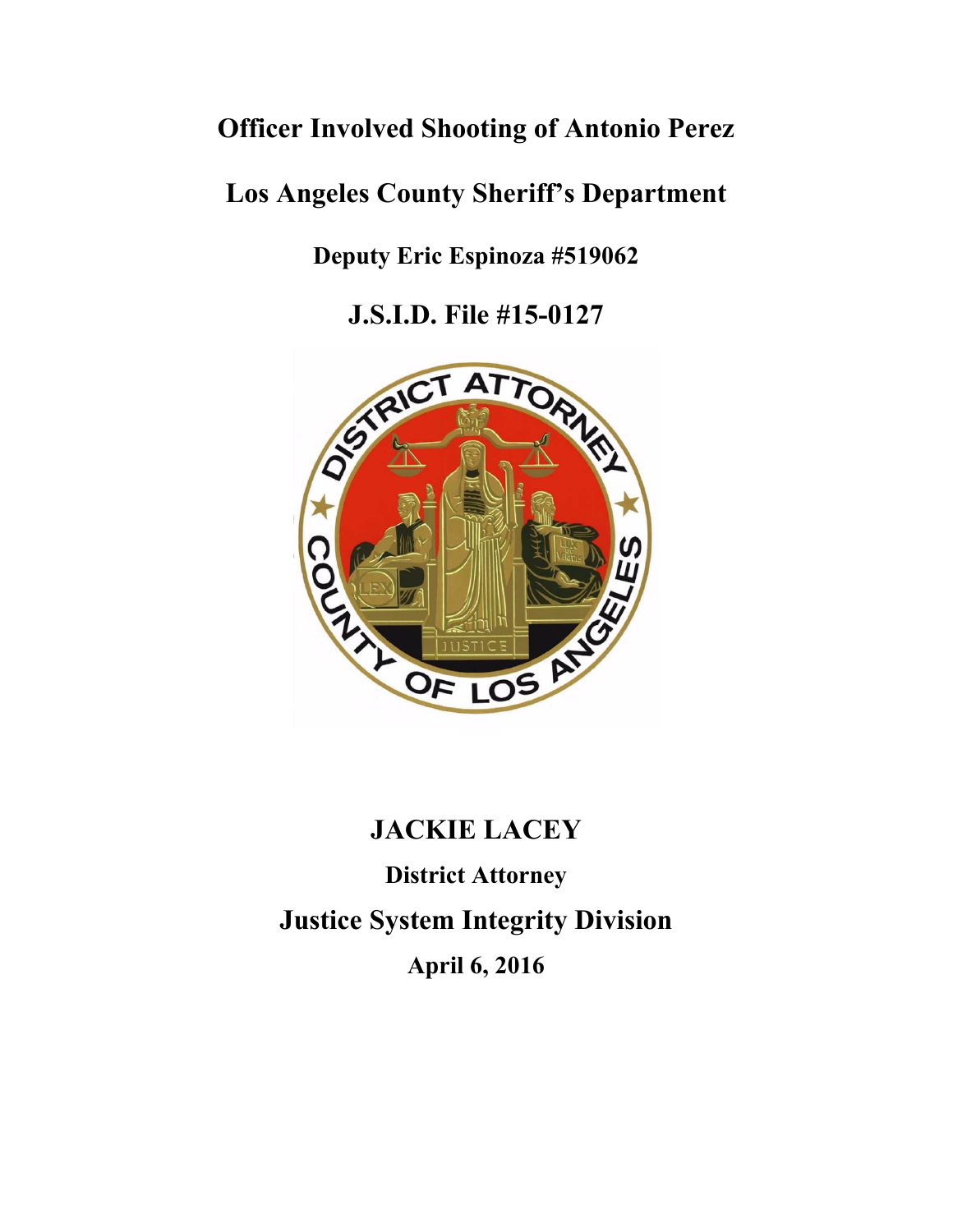# Officer Involved Shooting of Antonio Perez

## Los Angeles County Sheriff's Department

### Deputy Eric Espinoza #519062

## J.S.I.D. File #15-0127

## JACKIE LACEY

### District Attorney

## Justice System Integrity Division

### April 6, 2016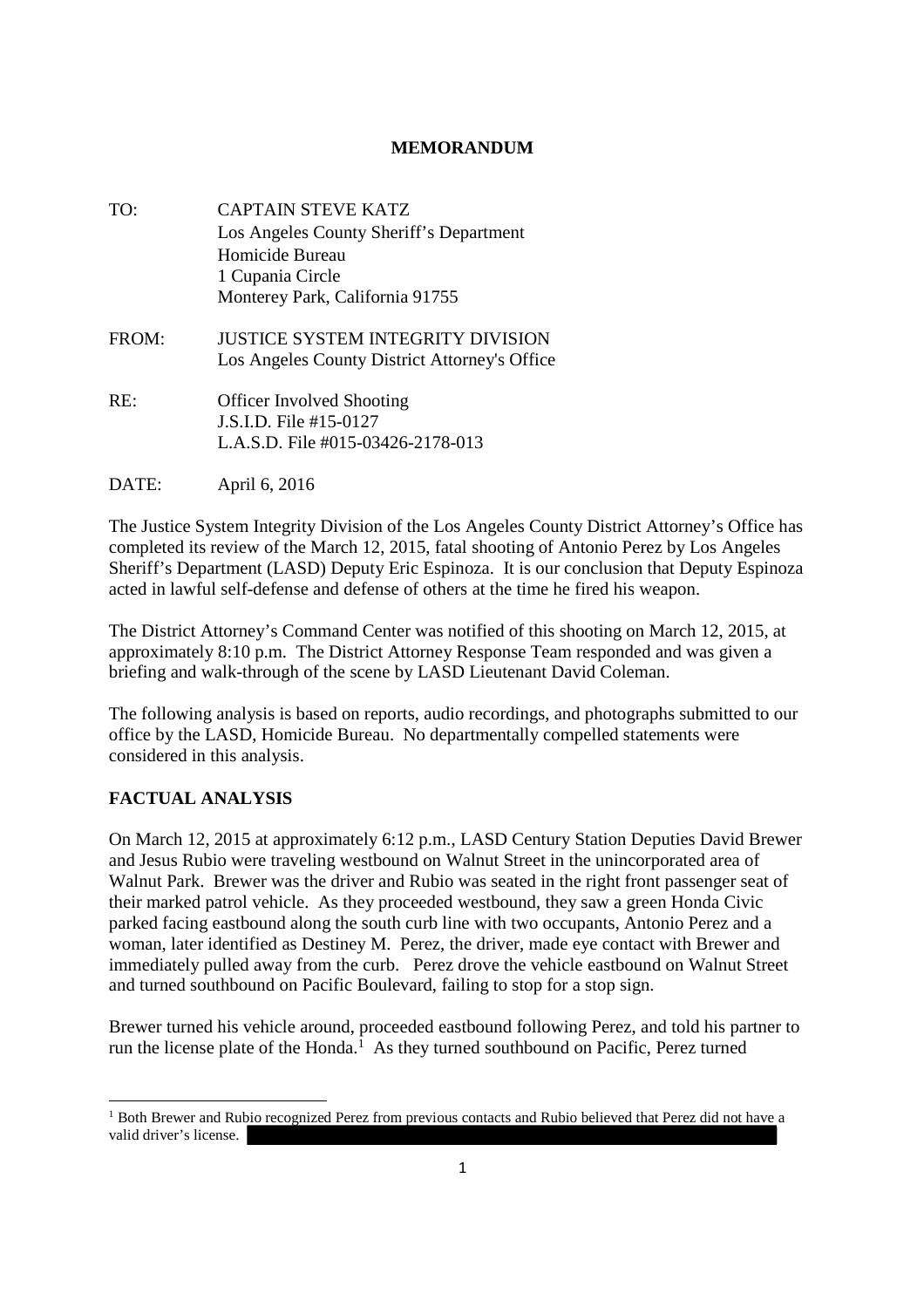**MEMORANDUM**

TO: CAPTAIN STEVE KATZ
Los Angeles County Sheriff's Department
Homicide Bureau
1 Cupania Circle
Monterey Park, California 91755

FROM: JUSTICE SYSTEM INTEGRITY DIVISION
Los Angeles County District Attorney's Office

RE: Officer Involved Shooting
J.S.I.D. File #15-0127
L.A.S.D. File #015-03426-2178-013

DATE: April 6, 2016

The Justice System Integrity Division of the Los Angeles County District Attorney's Office has completed its review of the March 12, 2015, fatal shooting of Antonio Perez by Los Angeles Sheriff's Department (LASD) Deputy Eric Espinoza. It is our conclusion that Deputy Espinoza acted in lawful self-defense and defense of others at the time he fired his weapon.

The District Attorney's Command Center was notified of this shooting on March 12, 2015, at approximately 8:10 p.m. The District Attorney Response Team responded and was given a briefing and walk-through of the scene by LASD Lieutenant David Coleman.

The following analysis is based on reports, audio recordings, and photographs submitted to our office by the LASD, Homicide Bureau. No departmentally compelled statements were considered in this analysis.

## FACTUAL ANALYSIS

On March 12, 2015 at approximately 6:12 p.m., LASD Century Station Deputies David Brewer and Jesus Rubio were traveling westbound on Walnut Street in the unincorporated area of Walnut Park. Brewer was the driver and Rubio was seated in the right front passenger seat of their marked patrol vehicle. As they proceeded westbound, they saw a green Honda Civic parked facing eastbound along the south curb line with two occupants, Antonio Perez and a woman, later identified as Destiney M. Perez, the driver, made eye contact with Brewer and immediately pulled away from the curb. Perez drove the vehicle eastbound on Walnut Street and turned southbound on Pacific Boulevard, failing to stop for a stop sign.

Brewer turned his vehicle around, proceeded eastbound following Perez, and told his partner to run the license plate of the Honda.[1] As they turned southbound on Pacific, Perez turned

[1] Both Brewer and Rubio recognized Perez from previous contacts and Rubio believed that Perez did not have a valid driver's license.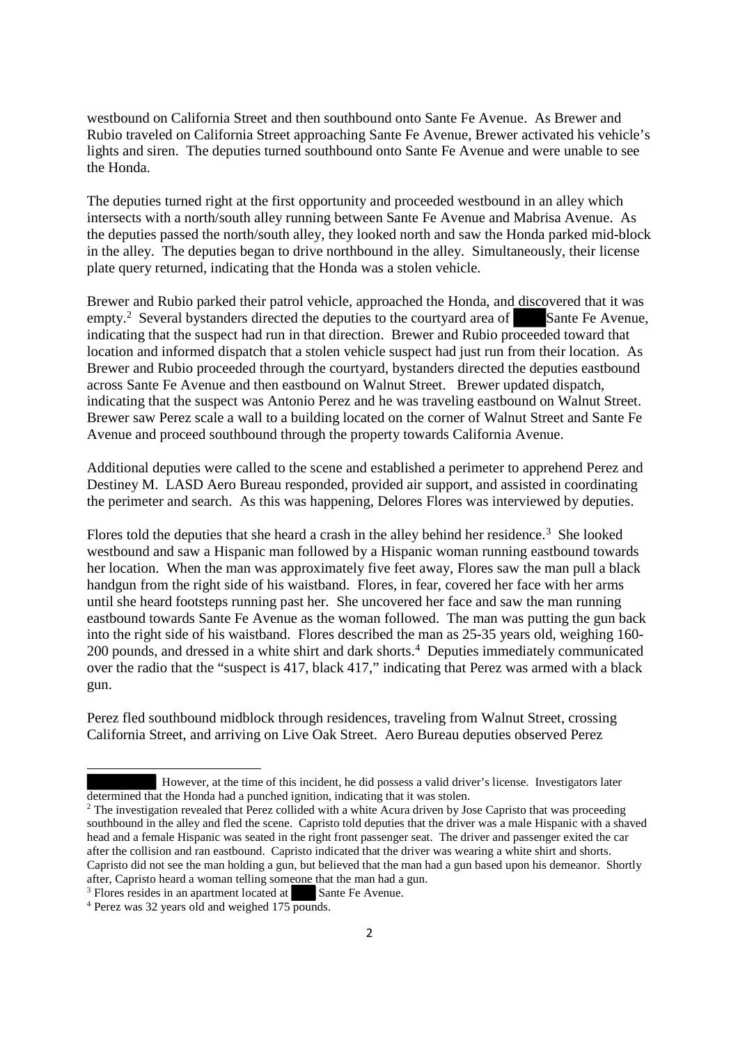westbound on California Street and then southbound onto Sante Fe Avenue. As Brewer and Rubio traveled on California Street approaching Sante Fe Avenue, Brewer activated his vehicle's lights and siren. The deputies turned southbound onto Sante Fe Avenue and were unable to see the Honda.

The deputies turned right at the first opportunity and proceeded westbound in an alley which intersects with a north/south alley running between Sante Fe Avenue and Mabrisa Avenue. As the deputies passed the north/south alley, they looked north and saw the Honda parked mid-block in the alley. The deputies began to drive northbound in the alley. Simultaneously, their license plate query returned, indicating that the Honda was a stolen vehicle.

Brewer and Rubio parked their patrol vehicle, approached the Honda, and discovered that it was empty.[2] Several bystanders directed the deputies to the courtyard area of ████ Sante Fe Avenue, indicating that the suspect had run in that direction. Brewer and Rubio proceeded toward that location and informed dispatch that a stolen vehicle suspect had just run from their location. As Brewer and Rubio proceeded through the courtyard, bystanders directed the deputies eastbound across Sante Fe Avenue and then eastbound on Walnut Street. Brewer updated dispatch, indicating that the suspect was Antonio Perez and he was traveling eastbound on Walnut Street. Brewer saw Perez scale a wall to a building located on the corner of Walnut Street and Sante Fe Avenue and proceed southbound through the property towards California Avenue.

Additional deputies were called to the scene and established a perimeter to apprehend Perez and Destiney M. LASD Aero Bureau responded, provided air support, and assisted in coordinating the perimeter and search. As this was happening, Delores Flores was interviewed by deputies.

Flores told the deputies that she heard a crash in the alley behind her residence.[3] She looked westbound and saw a Hispanic man followed by a Hispanic woman running eastbound towards her location. When the man was approximately five feet away, Flores saw the man pull a black handgun from the right side of his waistband. Flores, in fear, covered her face with her arms until she heard footsteps running past her. She uncovered her face and saw the man running eastbound towards Sante Fe Avenue as the woman followed. The man was putting the gun back into the right side of his waistband. Flores described the man as 25-35 years old, weighing 160-200 pounds, and dressed in a white shirt and dark shorts.[4] Deputies immediately communicated over the radio that the "suspect is 417, black 417," indicating that Perez was armed with a black gun.

Perez fled southbound midblock through residences, traveling from Walnut Street, crossing California Street, and arriving on Live Oak Street. Aero Bureau deputies observed Perez

---

████████ However, at the time of this incident, he did possess a valid driver's license. Investigators later determined that the Honda had a punched ignition, indicating that it was stolen.

[2] The investigation revealed that Perez collided with a white Acura driven by Jose Capristo that was proceeding southbound in the alley and fled the scene. Capristo told deputies that the driver was a male Hispanic with a shaved head and a female Hispanic was seated in the right front passenger seat. The driver and passenger exited the car after the collision and ran eastbound. Capristo indicated that the driver was wearing a white shirt and shorts. Capristo did not see the man holding a gun, but believed that the man had a gun based upon his demeanor. Shortly after, Capristo heard a woman telling someone that the man had a gun.

[3] Flores resides in an apartment located at ████ Sante Fe Avenue.

[4] Perez was 32 years old and weighed 175 pounds.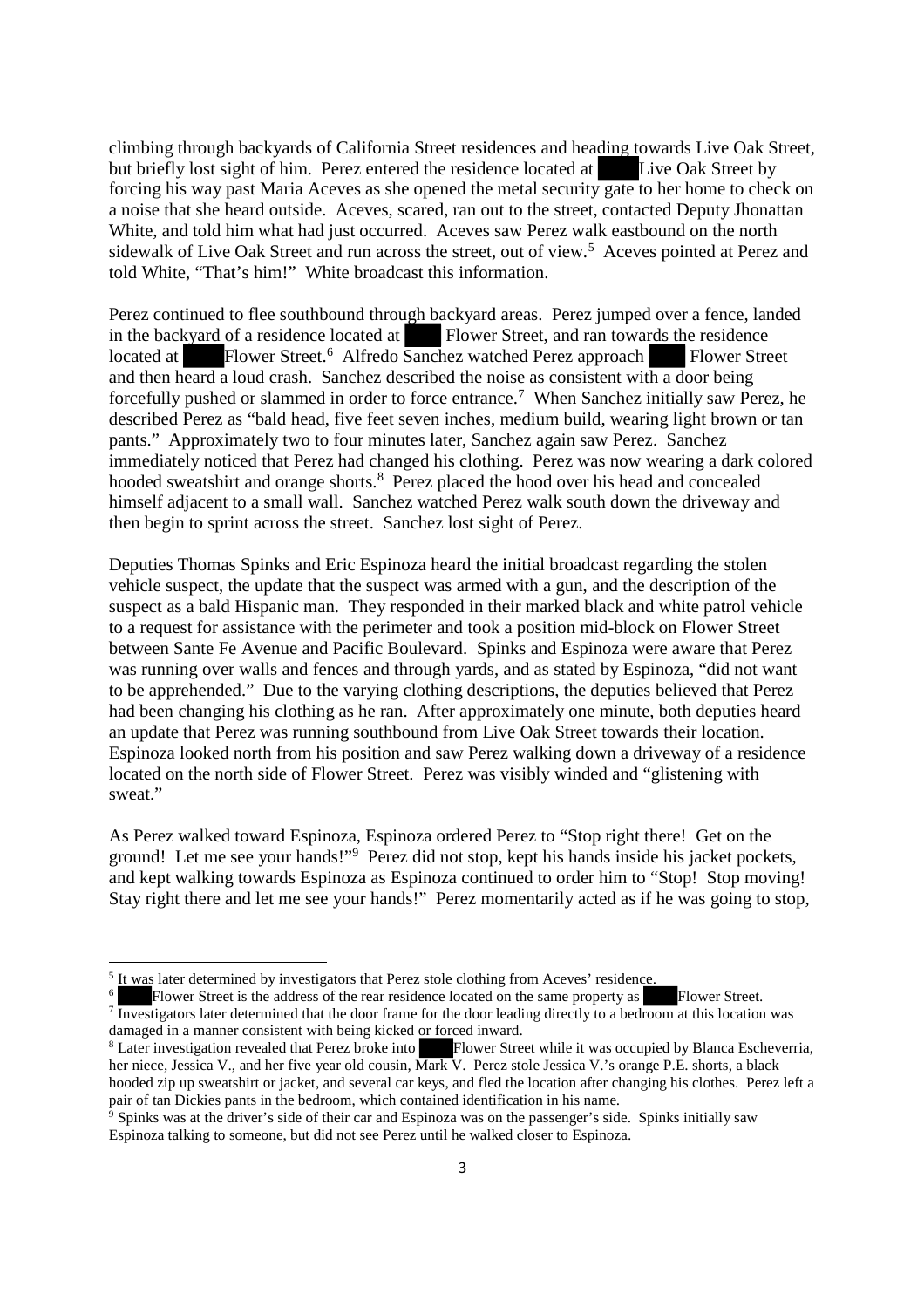climbing through backyards of California Street residences and heading towards Live Oak Street, but briefly lost sight of him. Perez entered the residence located at ████ Live Oak Street by forcing his way past Maria Aceves as she opened the metal security gate to her home to check on a noise that she heard outside. Aceves, scared, ran out to the street, contacted Deputy Jhonattan White, and told him what had just occurred. Aceves saw Perez walk eastbound on the north sidewalk of Live Oak Street and run across the street, out of view.[5] Aceves pointed at Perez and told White, "That's him!" White broadcast this information.

Perez continued to flee southbound through backyard areas. Perez jumped over a fence, landed in the backyard of a residence located at ████ Flower Street, and ran towards the residence located at ████ Flower Street.[6] Alfredo Sanchez watched Perez approach ████ Flower Street and then heard a loud crash. Sanchez described the noise as consistent with a door being forcefully pushed or slammed in order to force entrance.[7] When Sanchez initially saw Perez, he described Perez as "bald head, five feet seven inches, medium build, wearing light brown or tan pants." Approximately two to four minutes later, Sanchez again saw Perez. Sanchez immediately noticed that Perez had changed his clothing. Perez was now wearing a dark colored hooded sweatshirt and orange shorts.[8] Perez placed the hood over his head and concealed himself adjacent to a small wall. Sanchez watched Perez walk south down the driveway and then begin to sprint across the street. Sanchez lost sight of Perez.

Deputies Thomas Spinks and Eric Espinoza heard the initial broadcast regarding the stolen vehicle suspect, the update that the suspect was armed with a gun, and the description of the suspect as a bald Hispanic man. They responded in their marked black and white patrol vehicle to a request for assistance with the perimeter and took a position mid-block on Flower Street between Sante Fe Avenue and Pacific Boulevard. Spinks and Espinoza were aware that Perez was running over walls and fences and through yards, and as stated by Espinoza, "did not want to be apprehended." Due to the varying clothing descriptions, the deputies believed that Perez had been changing his clothing as he ran. After approximately one minute, both deputies heard an update that Perez was running southbound from Live Oak Street towards their location. Espinoza looked north from his position and saw Perez walking down a driveway of a residence located on the north side of Flower Street. Perez was visibly winded and "glistening with sweat."

As Perez walked toward Espinoza, Espinoza ordered Perez to "Stop right there! Get on the ground! Let me see your hands!"[9] Perez did not stop, kept his hands inside his jacket pockets, and kept walking towards Espinoza as Espinoza continued to order him to "Stop! Stop moving! Stay right there and let me see your hands!" Perez momentarily acted as if he was going to stop,

---

[5] It was later determined by investigators that Perez stole clothing from Aceves' residence.

[6] ████ Flower Street is the address of the rear residence located on the same property as ████ Flower Street.

[7] Investigators later determined that the door frame for the door leading directly to a bedroom at this location was damaged in a manner consistent with being kicked or forced inward.

[8] Later investigation revealed that Perez broke into ████ Flower Street while it was occupied by Blanca Escheverria, her niece, Jessica V., and her five year old cousin, Mark V. Perez stole Jessica V.'s orange P.E. shorts, a black hooded zip up sweatshirt or jacket, and several car keys, and fled the location after changing his clothes. Perez left a pair of tan Dickies pants in the bedroom, which contained identification in his name.

[9] Spinks was at the driver's side of their car and Espinoza was on the passenger's side. Spinks initially saw Espinoza talking to someone, but did not see Perez until he walked closer to Espinoza.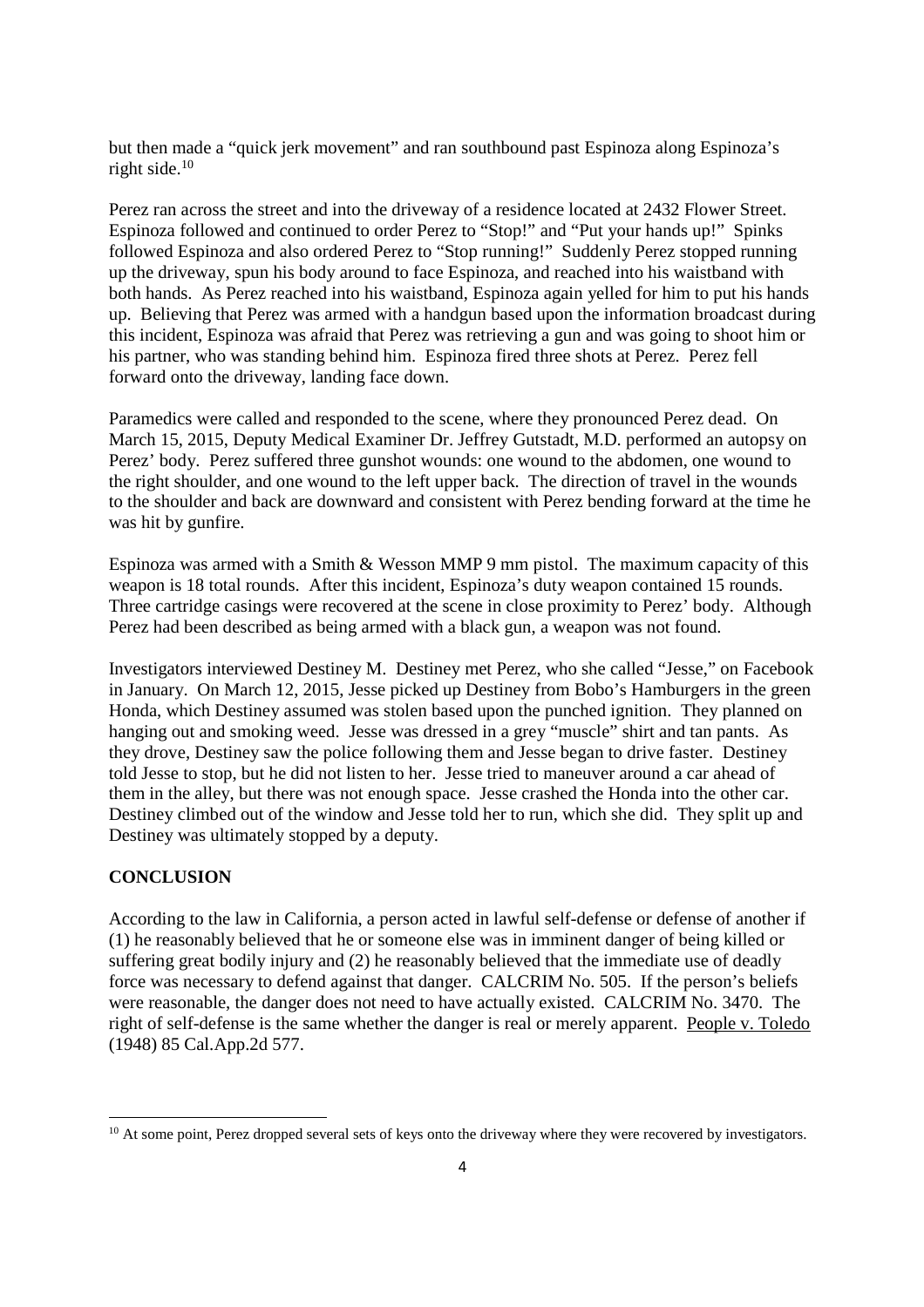but then made a "quick jerk movement" and ran southbound past Espinoza along Espinoza's right side.[10]

Perez ran across the street and into the driveway of a residence located at 2432 Flower Street. Espinoza followed and continued to order Perez to "Stop!" and "Put your hands up!" Spinks followed Espinoza and also ordered Perez to "Stop running!" Suddenly Perez stopped running up the driveway, spun his body around to face Espinoza, and reached into his waistband with both hands. As Perez reached into his waistband, Espinoza again yelled for him to put his hands up. Believing that Perez was armed with a handgun based upon the information broadcast during this incident, Espinoza was afraid that Perez was retrieving a gun and was going to shoot him or his partner, who was standing behind him. Espinoza fired three shots at Perez. Perez fell forward onto the driveway, landing face down.

Paramedics were called and responded to the scene, where they pronounced Perez dead. On March 15, 2015, Deputy Medical Examiner Dr. Jeffrey Gutstadt, M.D. performed an autopsy on Perez' body. Perez suffered three gunshot wounds: one wound to the abdomen, one wound to the right shoulder, and one wound to the left upper back. The direction of travel in the wounds to the shoulder and back are downward and consistent with Perez bending forward at the time he was hit by gunfire.

Espinoza was armed with a Smith & Wesson MMP 9 mm pistol. The maximum capacity of this weapon is 18 total rounds. After this incident, Espinoza's duty weapon contained 15 rounds. Three cartridge casings were recovered at the scene in close proximity to Perez' body. Although Perez had been described as being armed with a black gun, a weapon was not found.

Investigators interviewed Destiney M. Destiney met Perez, who she called "Jesse," on Facebook in January. On March 12, 2015, Jesse picked up Destiney from Bobo's Hamburgers in the green Honda, which Destiney assumed was stolen based upon the punched ignition. They planned on hanging out and smoking weed. Jesse was dressed in a grey "muscle" shirt and tan pants. As they drove, Destiney saw the police following them and Jesse began to drive faster. Destiney told Jesse to stop, but he did not listen to her. Jesse tried to maneuver around a car ahead of them in the alley, but there was not enough space. Jesse crashed the Honda into the other car. Destiney climbed out of the window and Jesse told her to run, which she did. They split up and Destiney was ultimately stopped by a deputy.

## CONCLUSION

According to the law in California, a person acted in lawful self-defense or defense of another if (1) he reasonably believed that he or someone else was in imminent danger of being killed or suffering great bodily injury and (2) he reasonably believed that the immediate use of deadly force was necessary to defend against that danger. CALCRIM No. 505. If the person's beliefs were reasonable, the danger does not need to have actually existed. CALCRIM No. 3470. The right of self-defense is the same whether the danger is real or merely apparent. People v. Toledo (1948) 85 Cal.App.2d 577.

[10] At some point, Perez dropped several sets of keys onto the driveway where they were recovered by investigators.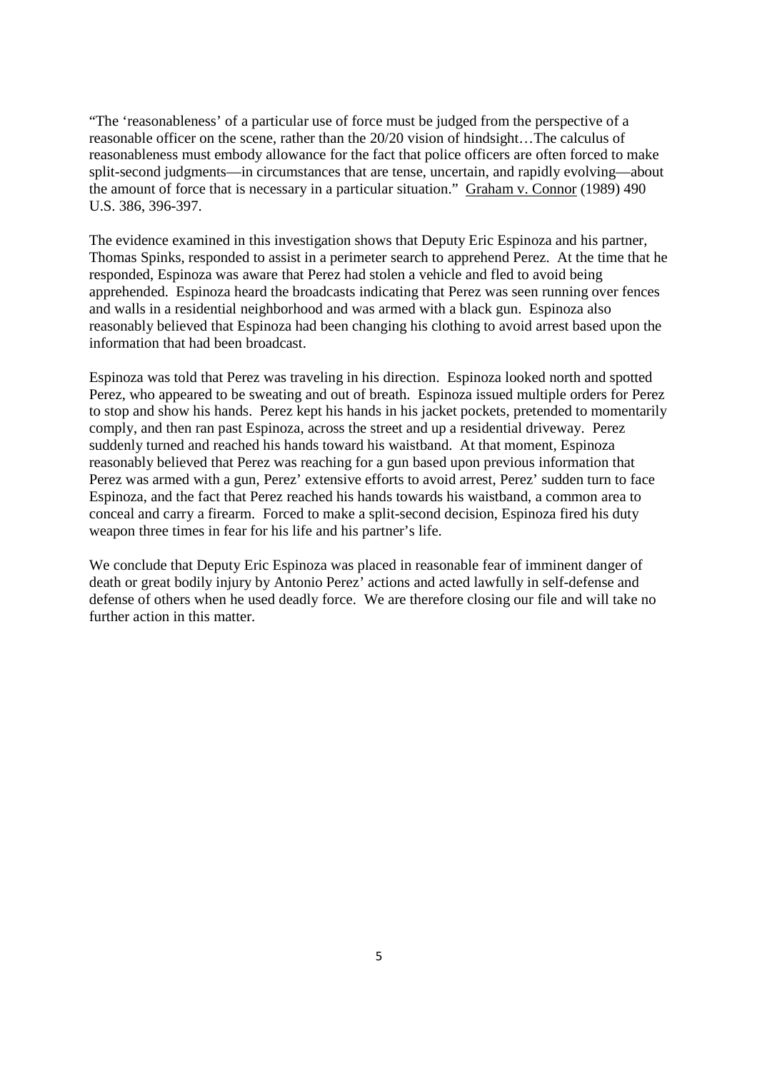"The 'reasonableness' of a particular use of force must be judged from the perspective of a reasonable officer on the scene, rather than the 20/20 vision of hindsight…The calculus of reasonableness must embody allowance for the fact that police officers are often forced to make split-second judgments—in circumstances that are tense, uncertain, and rapidly evolving—about the amount of force that is necessary in a particular situation." Graham v. Connor (1989) 490 U.S. 386, 396-397.

The evidence examined in this investigation shows that Deputy Eric Espinoza and his partner, Thomas Spinks, responded to assist in a perimeter search to apprehend Perez. At the time that he responded, Espinoza was aware that Perez had stolen a vehicle and fled to avoid being apprehended. Espinoza heard the broadcasts indicating that Perez was seen running over fences and walls in a residential neighborhood and was armed with a black gun. Espinoza also reasonably believed that Espinoza had been changing his clothing to avoid arrest based upon the information that had been broadcast.

Espinoza was told that Perez was traveling in his direction. Espinoza looked north and spotted Perez, who appeared to be sweating and out of breath. Espinoza issued multiple orders for Perez to stop and show his hands. Perez kept his hands in his jacket pockets, pretended to momentarily comply, and then ran past Espinoza, across the street and up a residential driveway. Perez suddenly turned and reached his hands toward his waistband. At that moment, Espinoza reasonably believed that Perez was reaching for a gun based upon previous information that Perez was armed with a gun, Perez' extensive efforts to avoid arrest, Perez' sudden turn to face Espinoza, and the fact that Perez reached his hands towards his waistband, a common area to conceal and carry a firearm. Forced to make a split-second decision, Espinoza fired his duty weapon three times in fear for his life and his partner's life.

We conclude that Deputy Eric Espinoza was placed in reasonable fear of imminent danger of death or great bodily injury by Antonio Perez' actions and acted lawfully in self-defense and defense of others when he used deadly force. We are therefore closing our file and will take no further action in this matter.